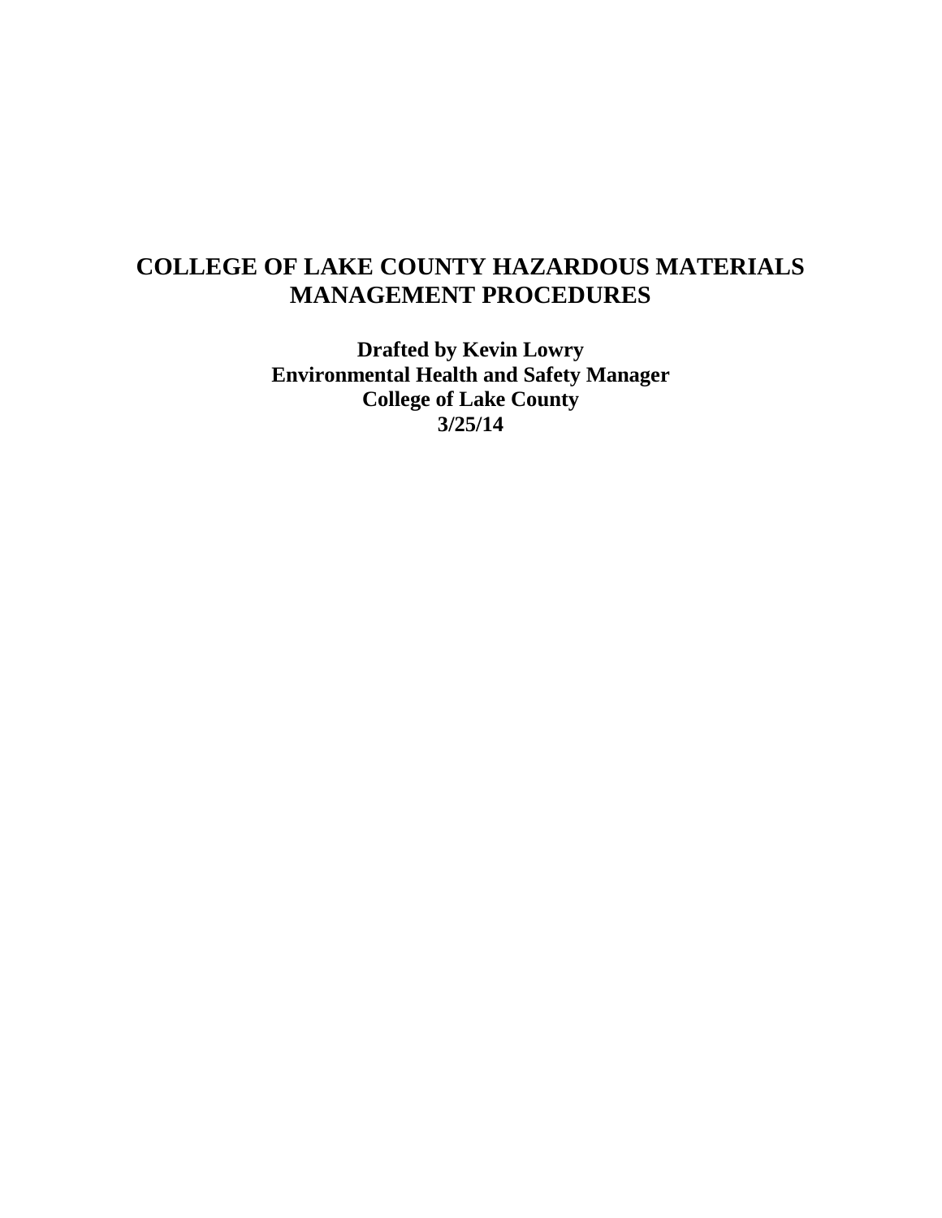# COLLEGE OF LAKE COUNTY HAZARDOUS MATERIALS MANAGEMENT PROCEDURES

**Drafted by Kevin Lowry**
**Environmental Health and Safety Manager**
**College of Lake County**
**3/25/14**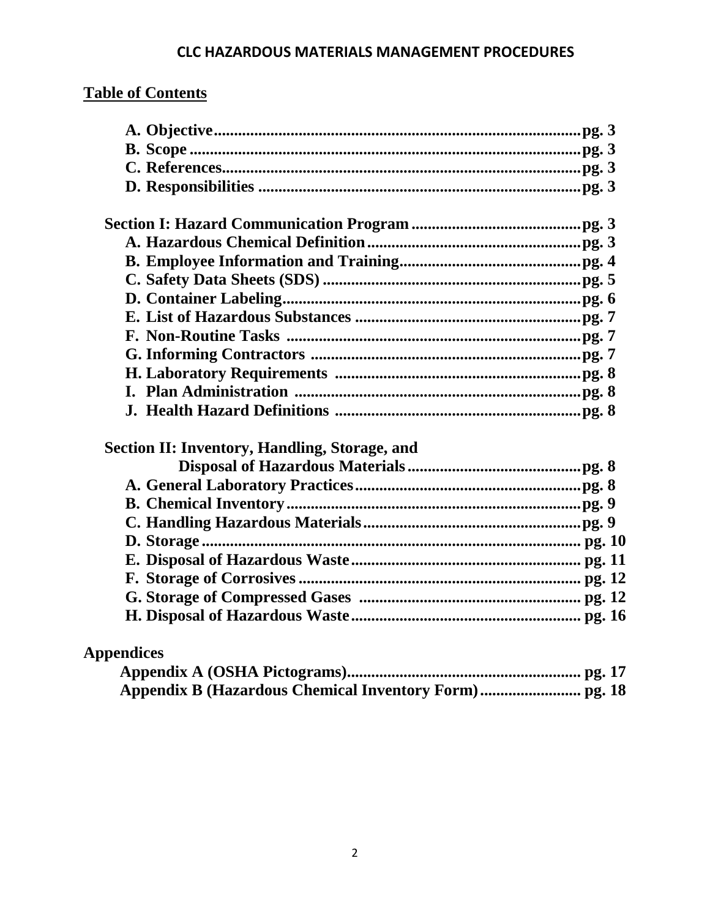# CLC HAZARDOUS MATERIALS MANAGEMENT PROCEDURES

## Table of Contents

**A. Objective...pg. 3**
**B. Scope...pg. 3**
**C. References...pg. 3**
**D. Responsibilities...pg. 3**

**Section I: Hazard Communication Program...pg. 3**
- **A. Hazardous Chemical Definition...pg. 3**
- **B. Employee Information and Training...pg. 4**
- **C. Safety Data Sheets (SDS)...pg. 5**
- **D. Container Labeling...pg. 6**
- **E. List of Hazardous Substances...pg. 7**
- **F. Non-Routine Tasks...pg. 7**
- **G. Informing Contractors...pg. 7**
- **H. Laboratory Requirements...pg. 8**
- **I. Plan Administration...pg. 8**
- **J. Health Hazard Definitions...pg. 8**

**Section II: Inventory, Handling, Storage, and Disposal of Hazardous Materials...pg. 8**
- **A. General Laboratory Practices...pg. 8**
- **B. Chemical Inventory...pg. 9**
- **C. Handling Hazardous Materials...pg. 9**
- **D. Storage...pg. 10**
- **E. Disposal of Hazardous Waste...pg. 11**
- **F. Storage of Corrosives...pg. 12**
- **G. Storage of Compressed Gases...pg. 12**
- **H. Disposal of Hazardous Waste...pg. 16**

**Appendices**
- **Appendix A (OSHA Pictograms)...pg. 17**
- **Appendix B (Hazardous Chemical Inventory Form)...pg. 18**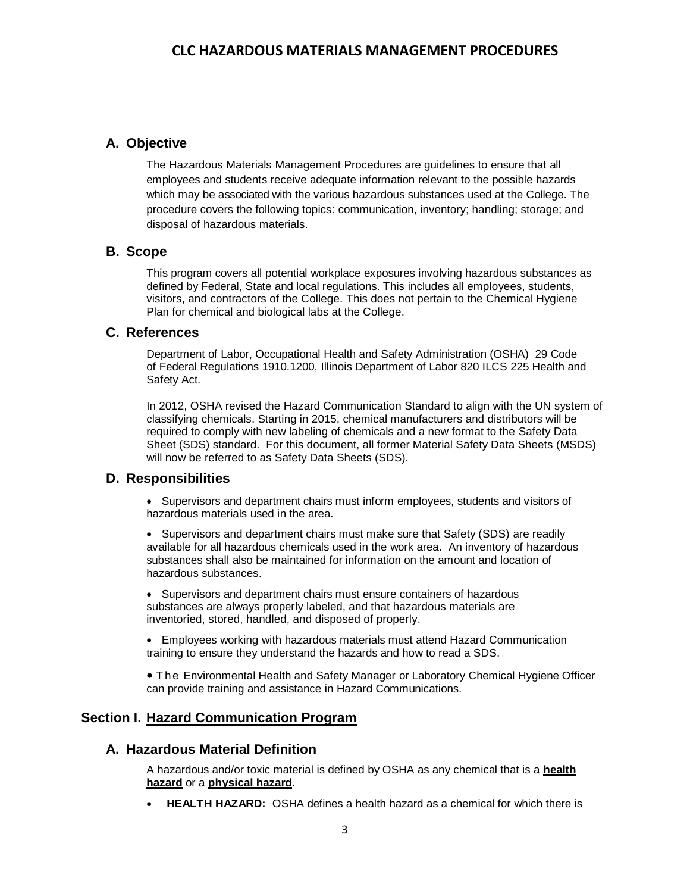# CLC HAZARDOUS MATERIALS MANAGEMENT PROCEDURES

## A. Objective

The Hazardous Materials Management Procedures are guidelines to ensure that all employees and students receive adequate information relevant to the possible hazards which may be associated with the various hazardous substances used at the College. The procedure covers the following topics: communication, inventory; handling; storage; and disposal of hazardous materials.

## B. Scope

This program covers all potential workplace exposures involving hazardous substances as defined by Federal, State and local regulations. This includes all employees, students, visitors, and contractors of the College. This does not pertain to the Chemical Hygiene Plan for chemical and biological labs at the College.

## C. References

Department of Labor, Occupational Health and Safety Administration (OSHA) 29 Code of Federal Regulations 1910.1200, Illinois Department of Labor 820 ILCS 225 Health and Safety Act.

In 2012, OSHA revised the Hazard Communication Standard to align with the UN system of classifying chemicals. Starting in 2015, chemical manufacturers and distributors will be required to comply with new labeling of chemicals and a new format to the Safety Data Sheet (SDS) standard. For this document, all former Material Safety Data Sheets (MSDS) will now be referred to as Safety Data Sheets (SDS).

## D. Responsibilities

- Supervisors and department chairs must inform employees, students and visitors of hazardous materials used in the area.
- Supervisors and department chairs must make sure that Safety (SDS) are readily available for all hazardous chemicals used in the work area. An inventory of hazardous substances shall also be maintained for information on the amount and location of hazardous substances.
- Supervisors and department chairs must ensure containers of hazardous substances are always properly labeled, and that hazardous materials are inventoried, stored, handled, and disposed of properly.
- Employees working with hazardous materials must attend Hazard Communication training to ensure they understand the hazards and how to read a SDS.
- The Environmental Health and Safety Manager or Laboratory Chemical Hygiene Officer can provide training and assistance in Hazard Communications.

# Section I. Hazard Communication Program

## A. Hazardous Material Definition

A hazardous and/or toxic material is defined by OSHA as any chemical that is a **health hazard** or a **physical hazard**.

- **HEALTH HAZARD:** OSHA defines a health hazard as a chemical for which there is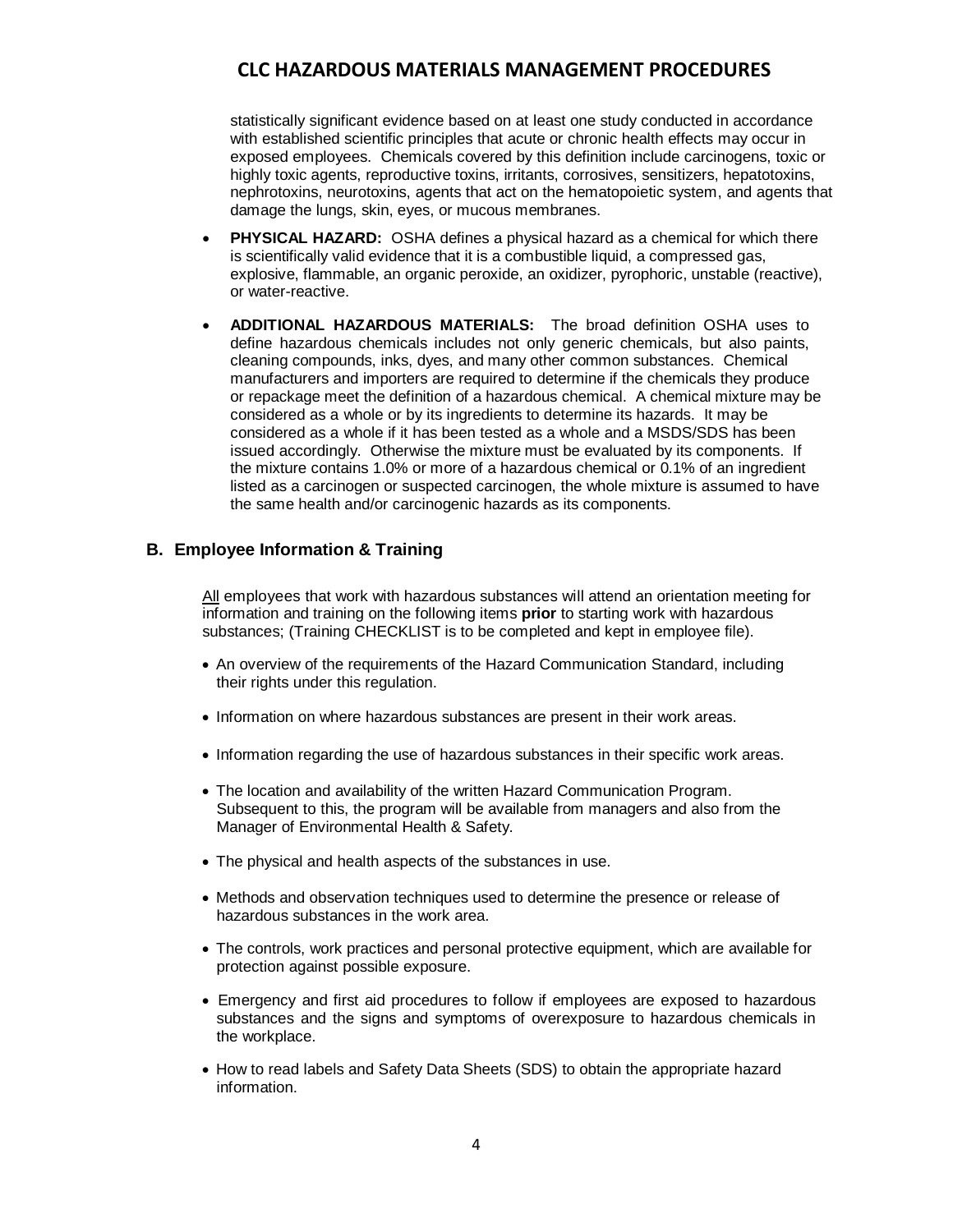statistically significant evidence based on at least one study conducted in accordance with established scientific principles that acute or chronic health effects may occur in exposed employees. Chemicals covered by this definition include carcinogens, toxic or highly toxic agents, reproductive toxins, irritants, corrosives, sensitizers, hepatotoxins, nephrotoxins, neurotoxins, agents that act on the hematopoietic system, and agents that damage the lungs, skin, eyes, or mucous membranes.

- **PHYSICAL HAZARD:** OSHA defines a physical hazard as a chemical for which there is scientifically valid evidence that it is a combustible liquid, a compressed gas, explosive, flammable, an organic peroxide, an oxidizer, pyrophoric, unstable (reactive), or water-reactive.

- **ADDITIONAL HAZARDOUS MATERIALS:** The broad definition OSHA uses to define hazardous chemicals includes not only generic chemicals, but also paints, cleaning compounds, inks, dyes, and many other common substances. Chemical manufacturers and importers are required to determine if the chemicals they produce or repackage meet the definition of a hazardous chemical. A chemical mixture may be considered as a whole or by its ingredients to determine its hazards. It may be considered as a whole if it has been tested as a whole and a MSDS/SDS has been issued accordingly. Otherwise the mixture must be evaluated by its components. If the mixture contains 1.0% or more of a hazardous chemical or 0.1% of an ingredient listed as a carcinogen or suspected carcinogen, the whole mixture is assumed to have the same health and/or carcinogenic hazards as its components.

## B. Employee Information & Training

All employees that work with hazardous substances will attend an orientation meeting for information and training on the following items **prior** to starting work with hazardous substances; (Training CHECKLIST is to be completed and kept in employee file).

- An overview of the requirements of the Hazard Communication Standard, including their rights under this regulation.
- Information on where hazardous substances are present in their work areas.
- Information regarding the use of hazardous substances in their specific work areas.
- The location and availability of the written Hazard Communication Program. Subsequent to this, the program will be available from managers and also from the Manager of Environmental Health & Safety.
- The physical and health aspects of the substances in use.
- Methods and observation techniques used to determine the presence or release of hazardous substances in the work area.
- The controls, work practices and personal protective equipment, which are available for protection against possible exposure.
- Emergency and first aid procedures to follow if employees are exposed to hazardous substances and the signs and symptoms of overexposure to hazardous chemicals in the workplace.
- How to read labels and Safety Data Sheets (SDS) to obtain the appropriate hazard information.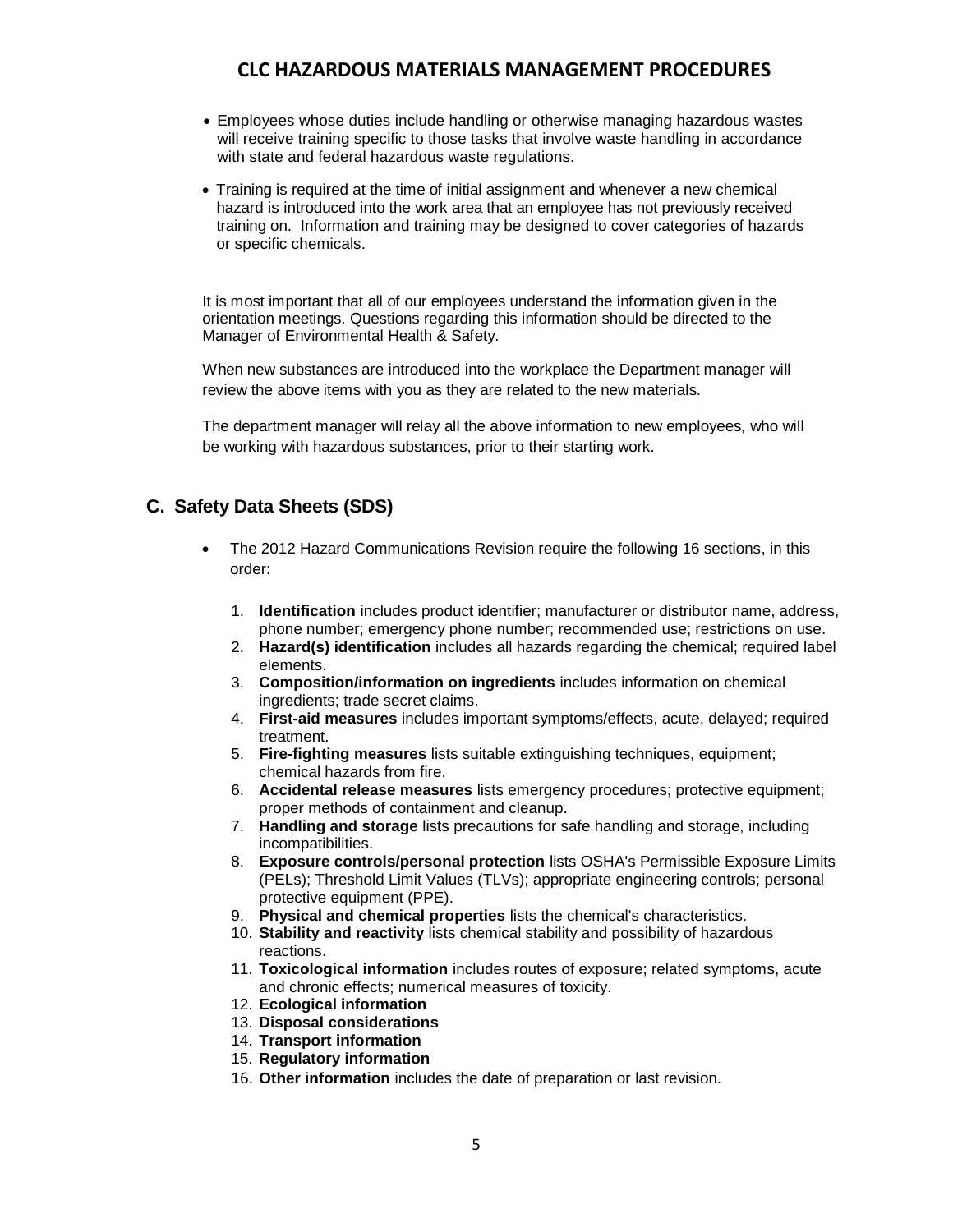- Employees whose duties include handling or otherwise managing hazardous wastes will receive training specific to those tasks that involve waste handling in accordance with state and federal hazardous waste regulations.
- Training is required at the time of initial assignment and whenever a new chemical hazard is introduced into the work area that an employee has not previously received training on. Information and training may be designed to cover categories of hazards or specific chemicals.

It is most important that all of our employees understand the information given in the orientation meetings. Questions regarding this information should be directed to the Manager of Environmental Health & Safety.

When new substances are introduced into the workplace the Department manager will review the above items with you as they are related to the new materials.

The department manager will relay all the above information to new employees, who will be working with hazardous substances, prior to their starting work.

## C. Safety Data Sheets (SDS)

- The 2012 Hazard Communications Revision require the following 16 sections, in this order:

  1. **Identification** includes product identifier; manufacturer or distributor name, address, phone number; emergency phone number; recommended use; restrictions on use.
  2. **Hazard(s) identification** includes all hazards regarding the chemical; required label elements.
  3. **Composition/information on ingredients** includes information on chemical ingredients; trade secret claims.
  4. **First-aid measures** includes important symptoms/effects, acute, delayed; required treatment.
  5. **Fire-fighting measures** lists suitable extinguishing techniques, equipment; chemical hazards from fire.
  6. **Accidental release measures** lists emergency procedures; protective equipment; proper methods of containment and cleanup.
  7. **Handling and storage** lists precautions for safe handling and storage, including incompatibilities.
  8. **Exposure controls/personal protection** lists OSHA's Permissible Exposure Limits (PELs); Threshold Limit Values (TLVs); appropriate engineering controls; personal protective equipment (PPE).
  9. **Physical and chemical properties** lists the chemical's characteristics.
  10. **Stability and reactivity** lists chemical stability and possibility of hazardous reactions.
  11. **Toxicological information** includes routes of exposure; related symptoms, acute and chronic effects; numerical measures of toxicity.
  12. **Ecological information**
  13. **Disposal considerations**
  14. **Transport information**
  15. **Regulatory information**
  16. **Other information** includes the date of preparation or last revision.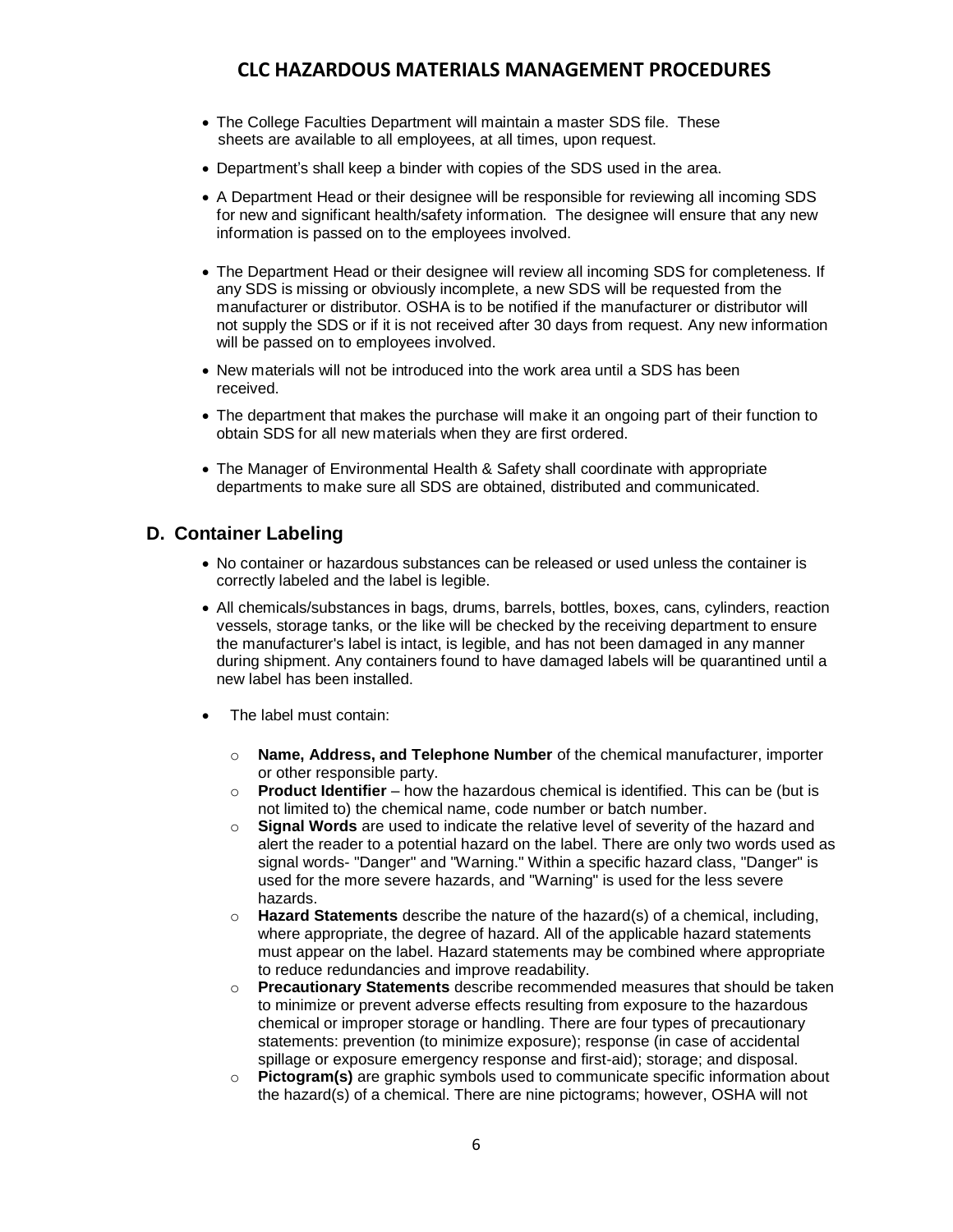- The College Faculties Department will maintain a master SDS file. These sheets are available to all employees, at all times, upon request.
- Department's shall keep a binder with copies of the SDS used in the area.
- A Department Head or their designee will be responsible for reviewing all incoming SDS for new and significant health/safety information. The designee will ensure that any new information is passed on to the employees involved.
- The Department Head or their designee will review all incoming SDS for completeness. If any SDS is missing or obviously incomplete, a new SDS will be requested from the manufacturer or distributor. OSHA is to be notified if the manufacturer or distributor will not supply the SDS or if it is not received after 30 days from request. Any new information will be passed on to employees involved.
- New materials will not be introduced into the work area until a SDS has been received.
- The department that makes the purchase will make it an ongoing part of their function to obtain SDS for all new materials when they are first ordered.
- The Manager of Environmental Health & Safety shall coordinate with appropriate departments to make sure all SDS are obtained, distributed and communicated.

## D. Container Labeling

- No container or hazardous substances can be released or used unless the container is correctly labeled and the label is legible.
- All chemicals/substances in bags, drums, barrels, bottles, boxes, cans, cylinders, reaction vessels, storage tanks, or the like will be checked by the receiving department to ensure the manufacturer's label is intact, is legible, and has not been damaged in any manner during shipment. Any containers found to have damaged labels will be quarantined until a new label has been installed.
- The label must contain:
  - **Name, Address, and Telephone Number** of the chemical manufacturer, importer or other responsible party.
  - **Product Identifier** – how the hazardous chemical is identified. This can be (but is not limited to) the chemical name, code number or batch number.
  - **Signal Words** are used to indicate the relative level of severity of the hazard and alert the reader to a potential hazard on the label. There are only two words used as signal words- "Danger" and "Warning." Within a specific hazard class, "Danger" is used for the more severe hazards, and "Warning" is used for the less severe hazards.
  - **Hazard Statements** describe the nature of the hazard(s) of a chemical, including, where appropriate, the degree of hazard. All of the applicable hazard statements must appear on the label. Hazard statements may be combined where appropriate to reduce redundancies and improve readability.
  - **Precautionary Statements** describe recommended measures that should be taken to minimize or prevent adverse effects resulting from exposure to the hazardous chemical or improper storage or handling. There are four types of precautionary statements: prevention (to minimize exposure); response (in case of accidental spillage or exposure emergency response and first-aid); storage; and disposal.
  - **Pictogram(s)** are graphic symbols used to communicate specific information about the hazard(s) of a chemical. There are nine pictograms; however, OSHA will not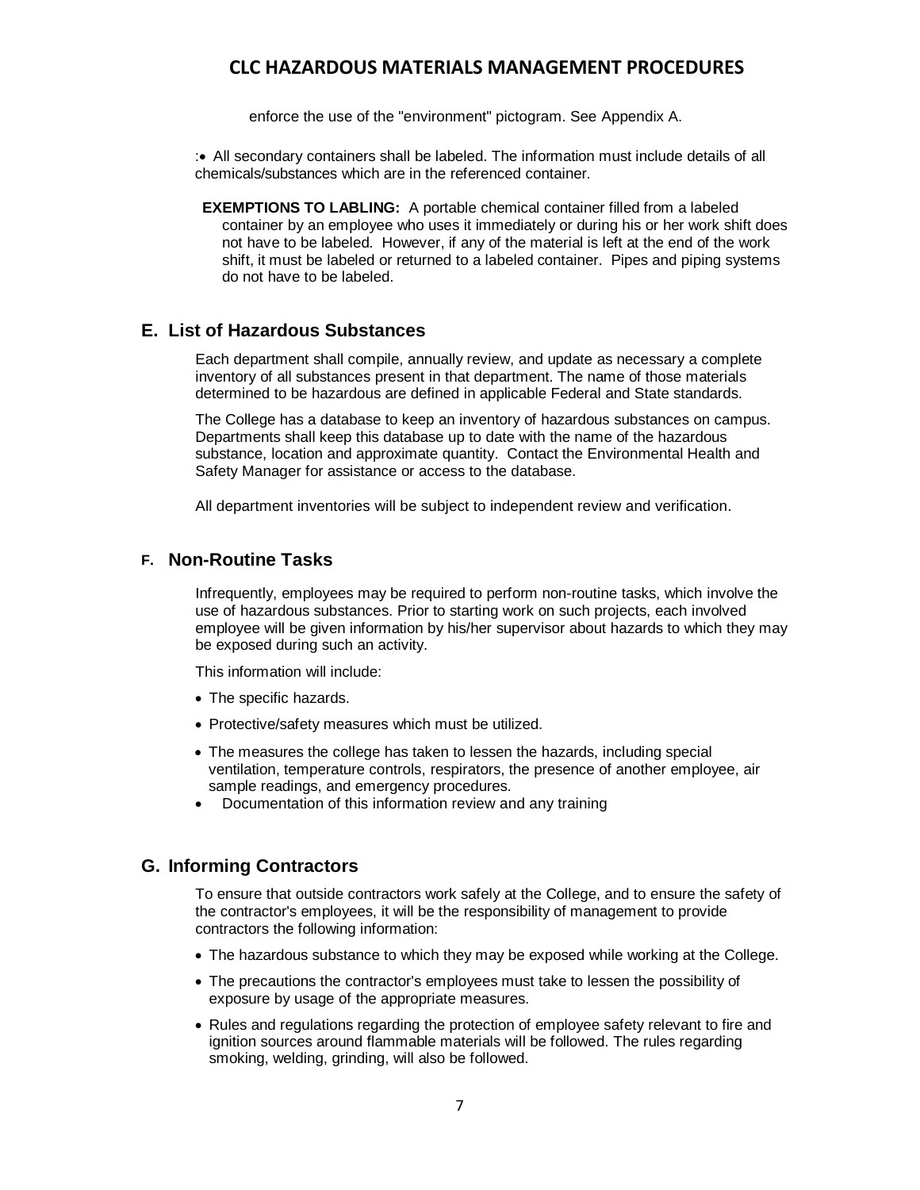enforce the use of the "environment" pictogram. See Appendix A.

:• All secondary containers shall be labeled. The information must include details of all chemicals/substances which are in the referenced container.

**EXEMPTIONS TO LABLING:** A portable chemical container filled from a labeled container by an employee who uses it immediately or during his or her work shift does not have to be labeled. However, if any of the material is left at the end of the work shift, it must be labeled or returned to a labeled container. Pipes and piping systems do not have to be labeled.

## E. List of Hazardous Substances

Each department shall compile, annually review, and update as necessary a complete inventory of all substances present in that department. The name of those materials determined to be hazardous are defined in applicable Federal and State standards.

The College has a database to keep an inventory of hazardous substances on campus. Departments shall keep this database up to date with the name of the hazardous substance, location and approximate quantity. Contact the Environmental Health and Safety Manager for assistance or access to the database.

All department inventories will be subject to independent review and verification.

## F. Non-Routine Tasks

Infrequently, employees may be required to perform non-routine tasks, which involve the use of hazardous substances. Prior to starting work on such projects, each involved employee will be given information by his/her supervisor about hazards to which they may be exposed during such an activity.

This information will include:

- The specific hazards.
- Protective/safety measures which must be utilized.
- The measures the college has taken to lessen the hazards, including special ventilation, temperature controls, respirators, the presence of another employee, air sample readings, and emergency procedures.
- Documentation of this information review and any training

## G. Informing Contractors

To ensure that outside contractors work safely at the College, and to ensure the safety of the contractor's employees, it will be the responsibility of management to provide contractors the following information:

- The hazardous substance to which they may be exposed while working at the College.
- The precautions the contractor's employees must take to lessen the possibility of exposure by usage of the appropriate measures.
- Rules and regulations regarding the protection of employee safety relevant to fire and ignition sources around flammable materials will be followed. The rules regarding smoking, welding, grinding, will also be followed.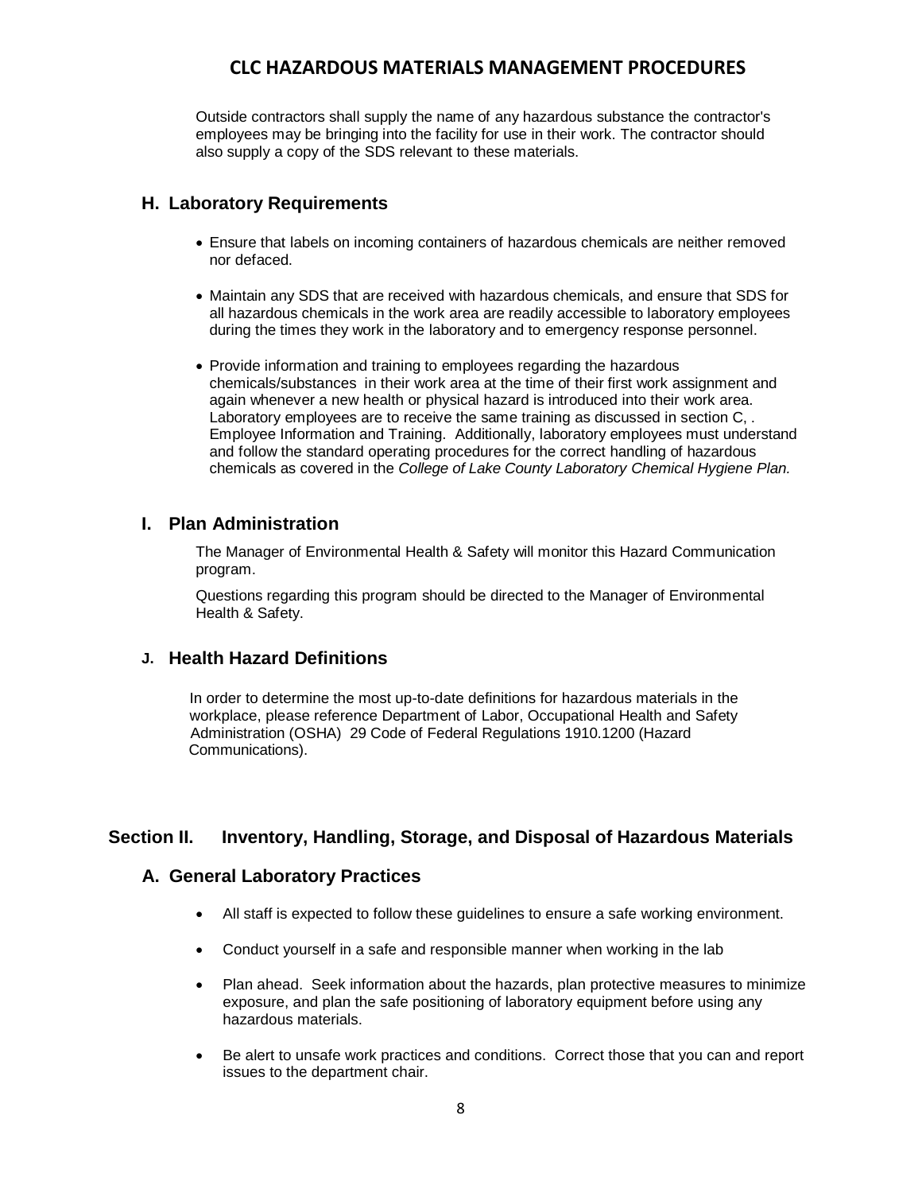Outside contractors shall supply the name of any hazardous substance the contractor's employees may be bringing into the facility for use in their work. The contractor should also supply a copy of the SDS relevant to these materials.

### H. Laboratory Requirements

- Ensure that labels on incoming containers of hazardous chemicals are neither removed nor defaced.
- Maintain any SDS that are received with hazardous chemicals, and ensure that SDS for all hazardous chemicals in the work area are readily accessible to laboratory employees during the times they work in the laboratory and to emergency response personnel.
- Provide information and training to employees regarding the hazardous chemicals/substances in their work area at the time of their first work assignment and again whenever a new health or physical hazard is introduced into their work area. Laboratory employees are to receive the same training as discussed in section C, . Employee Information and Training. Additionally, laboratory employees must understand and follow the standard operating procedures for the correct handling of hazardous chemicals as covered in the *College of Lake County Laboratory Chemical Hygiene Plan.*

### I. Plan Administration

The Manager of Environmental Health & Safety will monitor this Hazard Communication program.

Questions regarding this program should be directed to the Manager of Environmental Health & Safety.

### J. Health Hazard Definitions

In order to determine the most up-to-date definitions for hazardous materials in the workplace, please reference Department of Labor, Occupational Health and Safety Administration (OSHA) 29 Code of Federal Regulations 1910.1200 (Hazard Communications).

## Section II. Inventory, Handling, Storage, and Disposal of Hazardous Materials

### A. General Laboratory Practices

- All staff is expected to follow these guidelines to ensure a safe working environment.
- Conduct yourself in a safe and responsible manner when working in the lab
- Plan ahead. Seek information about the hazards, plan protective measures to minimize exposure, and plan the safe positioning of laboratory equipment before using any hazardous materials.
- Be alert to unsafe work practices and conditions. Correct those that you can and report issues to the department chair.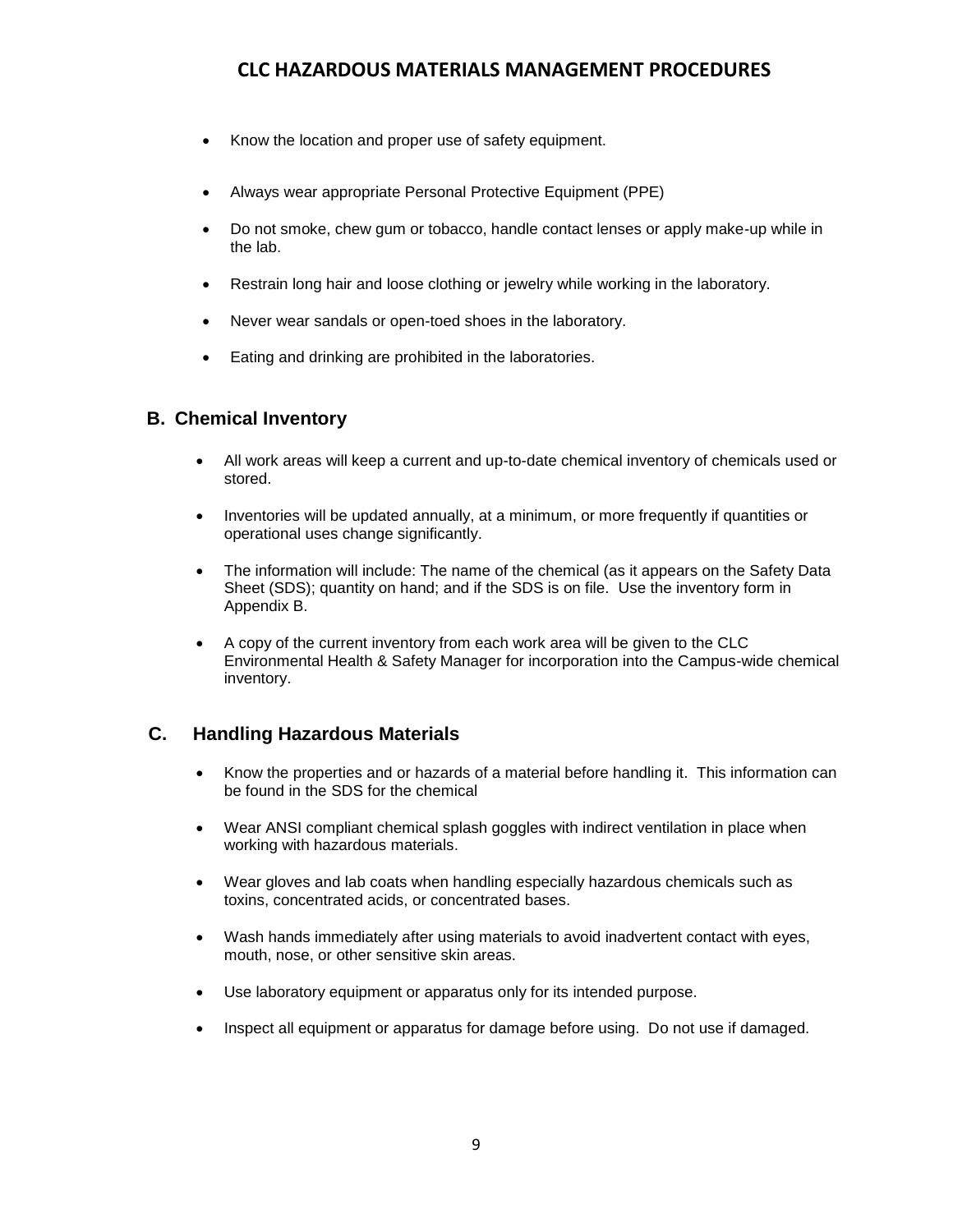- Know the location and proper use of safety equipment.
- Always wear appropriate Personal Protective Equipment (PPE)
- Do not smoke, chew gum or tobacco, handle contact lenses or apply make-up while in the lab.
- Restrain long hair and loose clothing or jewelry while working in the laboratory.
- Never wear sandals or open-toed shoes in the laboratory.
- Eating and drinking are prohibited in the laboratories.

## B. Chemical Inventory

- All work areas will keep a current and up-to-date chemical inventory of chemicals used or stored.
- Inventories will be updated annually, at a minimum, or more frequently if quantities or operational uses change significantly.
- The information will include: The name of the chemical (as it appears on the Safety Data Sheet (SDS); quantity on hand; and if the SDS is on file. Use the inventory form in Appendix B.
- A copy of the current inventory from each work area will be given to the CLC Environmental Health & Safety Manager for incorporation into the Campus-wide chemical inventory.

## C. Handling Hazardous Materials

- Know the properties and or hazards of a material before handling it. This information can be found in the SDS for the chemical
- Wear ANSI compliant chemical splash goggles with indirect ventilation in place when working with hazardous materials.
- Wear gloves and lab coats when handling especially hazardous chemicals such as toxins, concentrated acids, or concentrated bases.
- Wash hands immediately after using materials to avoid inadvertent contact with eyes, mouth, nose, or other sensitive skin areas.
- Use laboratory equipment or apparatus only for its intended purpose.
- Inspect all equipment or apparatus for damage before using. Do not use if damaged.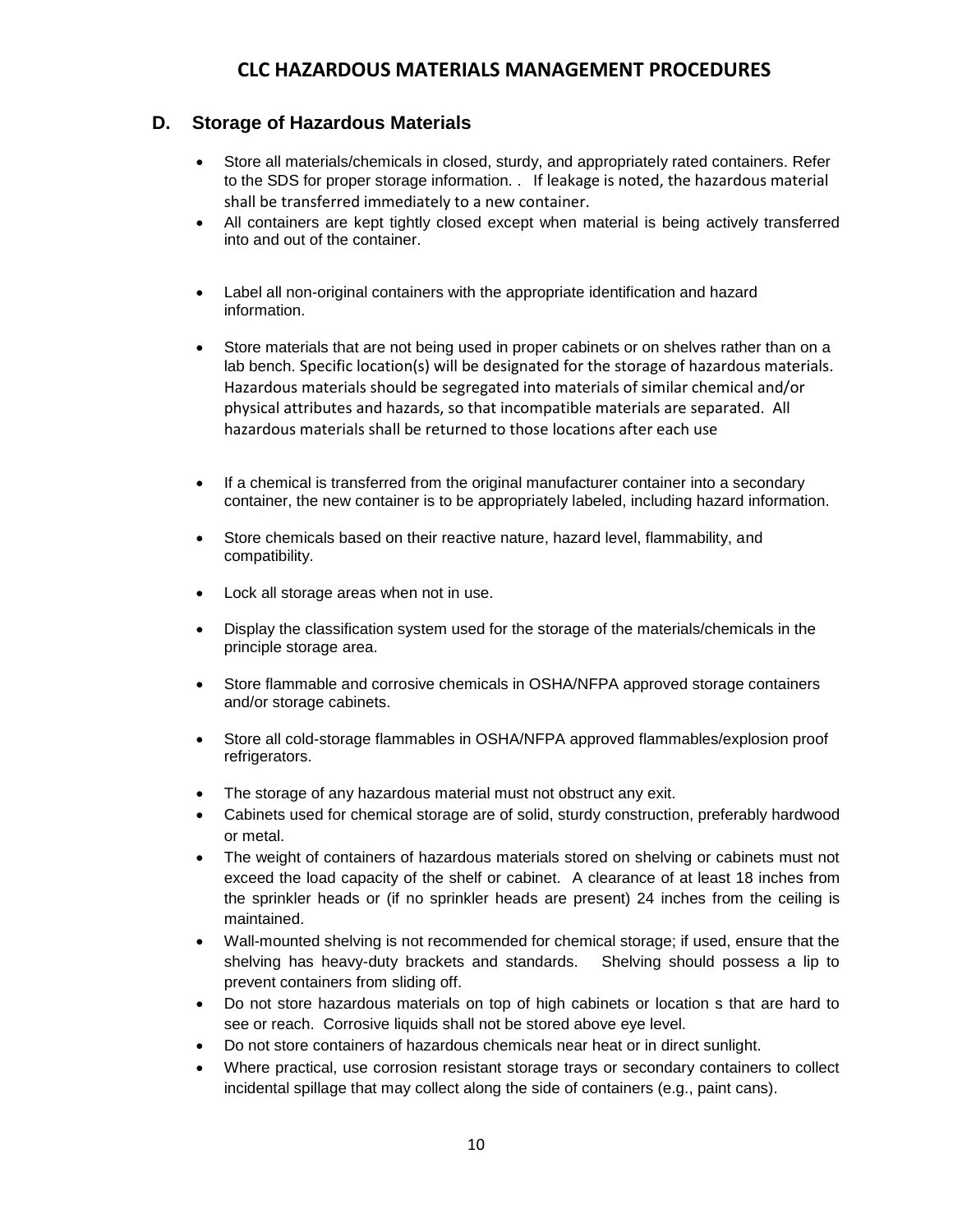# CLC HAZARDOUS MATERIALS MANAGEMENT PROCEDURES

## D. Storage of Hazardous Materials

- Store all materials/chemicals in closed, sturdy, and appropriately rated containers. Refer to the SDS for proper storage information. . If leakage is noted, the hazardous material shall be transferred immediately to a new container.
- All containers are kept tightly closed except when material is being actively transferred into and out of the container.
- Label all non-original containers with the appropriate identification and hazard information.
- Store materials that are not being used in proper cabinets or on shelves rather than on a lab bench. Specific location(s) will be designated for the storage of hazardous materials. Hazardous materials should be segregated into materials of similar chemical and/or physical attributes and hazards, so that incompatible materials are separated. All hazardous materials shall be returned to those locations after each use
- If a chemical is transferred from the original manufacturer container into a secondary container, the new container is to be appropriately labeled, including hazard information.
- Store chemicals based on their reactive nature, hazard level, flammability, and compatibility.
- Lock all storage areas when not in use.
- Display the classification system used for the storage of the materials/chemicals in the principle storage area.
- Store flammable and corrosive chemicals in OSHA/NFPA approved storage containers and/or storage cabinets.
- Store all cold-storage flammables in OSHA/NFPA approved flammables/explosion proof refrigerators.
- The storage of any hazardous material must not obstruct any exit.
- Cabinets used for chemical storage are of solid, sturdy construction, preferably hardwood or metal.
- The weight of containers of hazardous materials stored on shelving or cabinets must not exceed the load capacity of the shelf or cabinet. A clearance of at least 18 inches from the sprinkler heads or (if no sprinkler heads are present) 24 inches from the ceiling is maintained.
- Wall-mounted shelving is not recommended for chemical storage; if used, ensure that the shelving has heavy-duty brackets and standards. Shelving should possess a lip to prevent containers from sliding off.
- Do not store hazardous materials on top of high cabinets or location s that are hard to see or reach. Corrosive liquids shall not be stored above eye level.
- Do not store containers of hazardous chemicals near heat or in direct sunlight.
- Where practical, use corrosion resistant storage trays or secondary containers to collect incidental spillage that may collect along the side of containers (e.g., paint cans).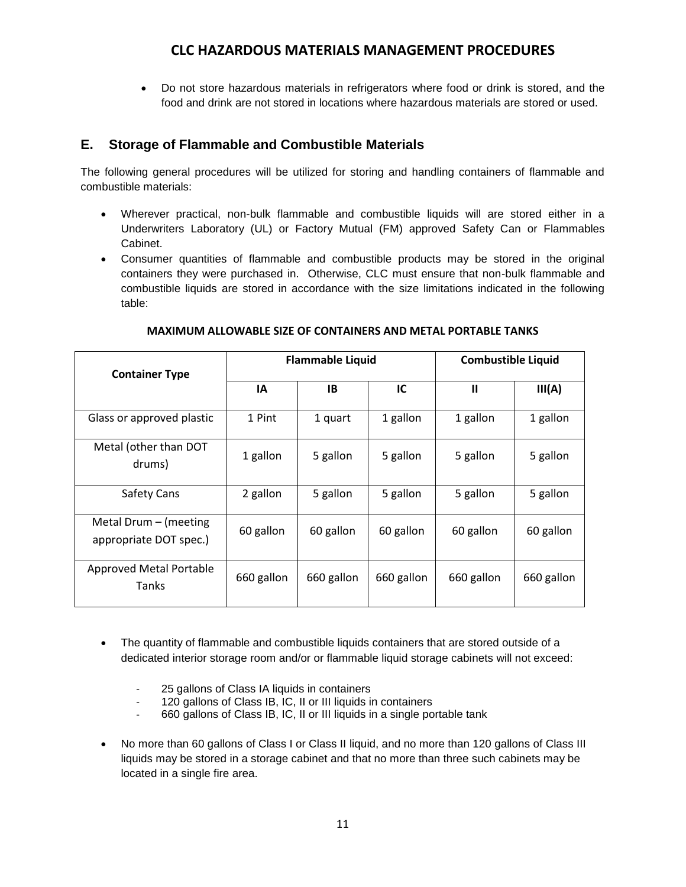- Do not store hazardous materials in refrigerators where food or drink is stored, and the food and drink are not stored in locations where hazardous materials are stored or used.

## E. Storage of Flammable and Combustible Materials

The following general procedures will be utilized for storing and handling containers of flammable and combustible materials:

- Wherever practical, non-bulk flammable and combustible liquids will are stored either in a Underwriters Laboratory (UL) or Factory Mutual (FM) approved Safety Can or Flammables Cabinet.
- Consumer quantities of flammable and combustible products may be stored in the original containers they were purchased in. Otherwise, CLC must ensure that non-bulk flammable and combustible liquids are stored in accordance with the size limitations indicated in the following table:

**MAXIMUM ALLOWABLE SIZE OF CONTAINERS AND METAL PORTABLE TANKS**

| Container Type | Flammable Liquid | | | Combustible Liquid | |
|---|---|---|---|---|---|
| | IA | IB | IC | II | III(A) |
| Glass or approved plastic | 1 Pint | 1 quart | 1 gallon | 1 gallon | 1 gallon |
| Metal (other than DOT drums) | 1 gallon | 5 gallon | 5 gallon | 5 gallon | 5 gallon |
| Safety Cans | 2 gallon | 5 gallon | 5 gallon | 5 gallon | 5 gallon |
| Metal Drum – (meeting appropriate DOT spec.) | 60 gallon | 60 gallon | 60 gallon | 60 gallon | 60 gallon |
| Approved Metal Portable Tanks | 660 gallon | 660 gallon | 660 gallon | 660 gallon | 660 gallon |

- The quantity of flammable and combustible liquids containers that are stored outside of a dedicated interior storage room and/or or flammable liquid storage cabinets will not exceed:
  - 25 gallons of Class IA liquids in containers
  - 120 gallons of Class IB, IC, II or III liquids in containers
  - 660 gallons of Class IB, IC, II or III liquids in a single portable tank
- No more than 60 gallons of Class I or Class II liquid, and no more than 120 gallons of Class III liquids may be stored in a storage cabinet and that no more than three such cabinets may be located in a single fire area.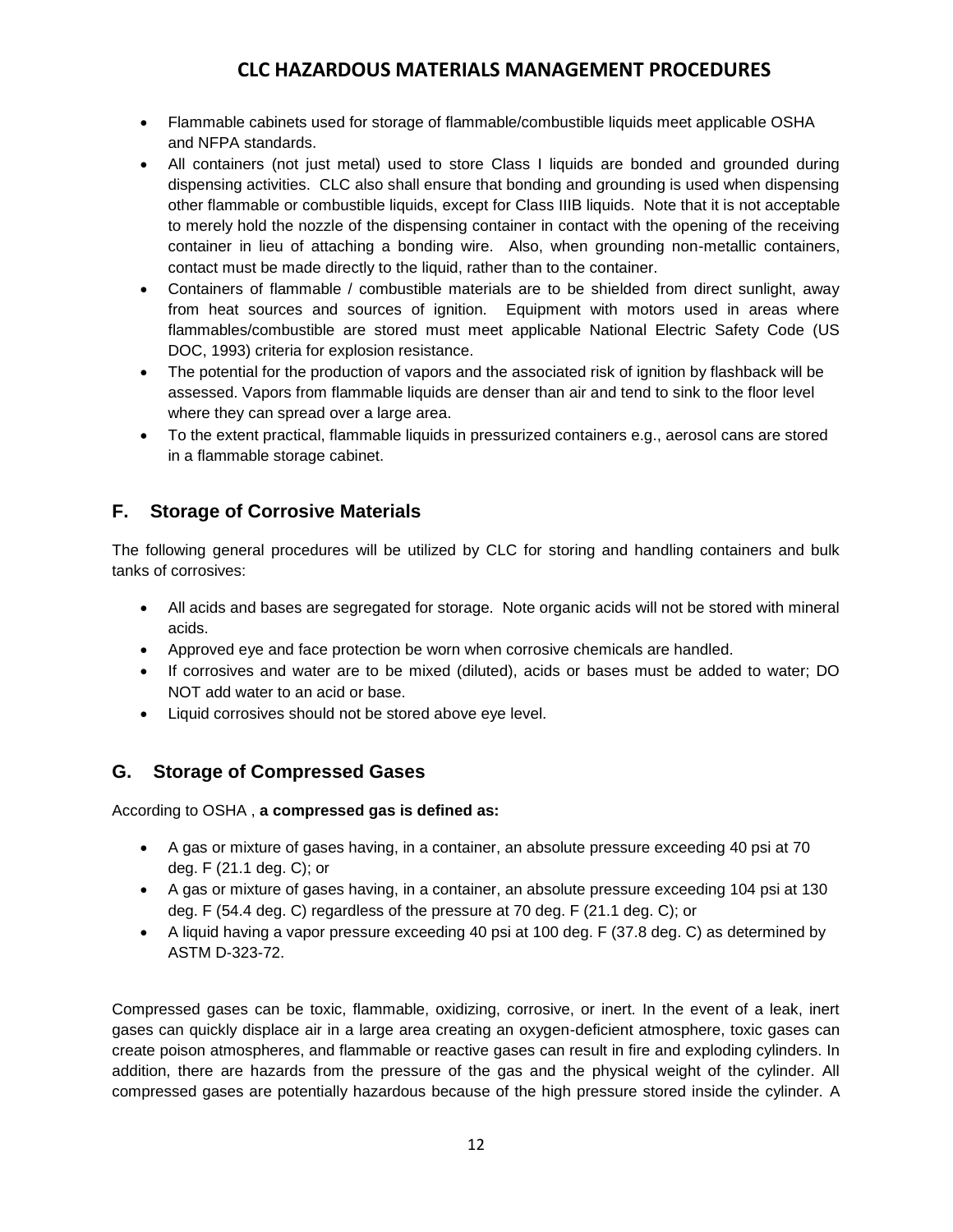- Flammable cabinets used for storage of flammable/combustible liquids meet applicable OSHA and NFPA standards.
- All containers (not just metal) used to store Class I liquids are bonded and grounded during dispensing activities. CLC also shall ensure that bonding and grounding is used when dispensing other flammable or combustible liquids, except for Class IIIB liquids. Note that it is not acceptable to merely hold the nozzle of the dispensing container in contact with the opening of the receiving container in lieu of attaching a bonding wire. Also, when grounding non-metallic containers, contact must be made directly to the liquid, rather than to the container.
- Containers of flammable / combustible materials are to be shielded from direct sunlight, away from heat sources and sources of ignition. Equipment with motors used in areas where flammables/combustible are stored must meet applicable National Electric Safety Code (US DOC, 1993) criteria for explosion resistance.
- The potential for the production of vapors and the associated risk of ignition by flashback will be assessed. Vapors from flammable liquids are denser than air and tend to sink to the floor level where they can spread over a large area.
- To the extent practical, flammable liquids in pressurized containers e.g., aerosol cans are stored in a flammable storage cabinet.

## F. Storage of Corrosive Materials

The following general procedures will be utilized by CLC for storing and handling containers and bulk tanks of corrosives:

- All acids and bases are segregated for storage. Note organic acids will not be stored with mineral acids.
- Approved eye and face protection be worn when corrosive chemicals are handled.
- If corrosives and water are to be mixed (diluted), acids or bases must be added to water; DO NOT add water to an acid or base.
- Liquid corrosives should not be stored above eye level.

## G. Storage of Compressed Gases

According to OSHA , **a compressed gas is defined as:**

- A gas or mixture of gases having, in a container, an absolute pressure exceeding 40 psi at 70 deg. F (21.1 deg. C); or
- A gas or mixture of gases having, in a container, an absolute pressure exceeding 104 psi at 130 deg. F (54.4 deg. C) regardless of the pressure at 70 deg. F (21.1 deg. C); or
- A liquid having a vapor pressure exceeding 40 psi at 100 deg. F (37.8 deg. C) as determined by ASTM D-323-72.

Compressed gases can be toxic, flammable, oxidizing, corrosive, or inert. In the event of a leak, inert gases can quickly displace air in a large area creating an oxygen-deficient atmosphere, toxic gases can create poison atmospheres, and flammable or reactive gases can result in fire and exploding cylinders. In addition, there are hazards from the pressure of the gas and the physical weight of the cylinder. All compressed gases are potentially hazardous because of the high pressure stored inside the cylinder. A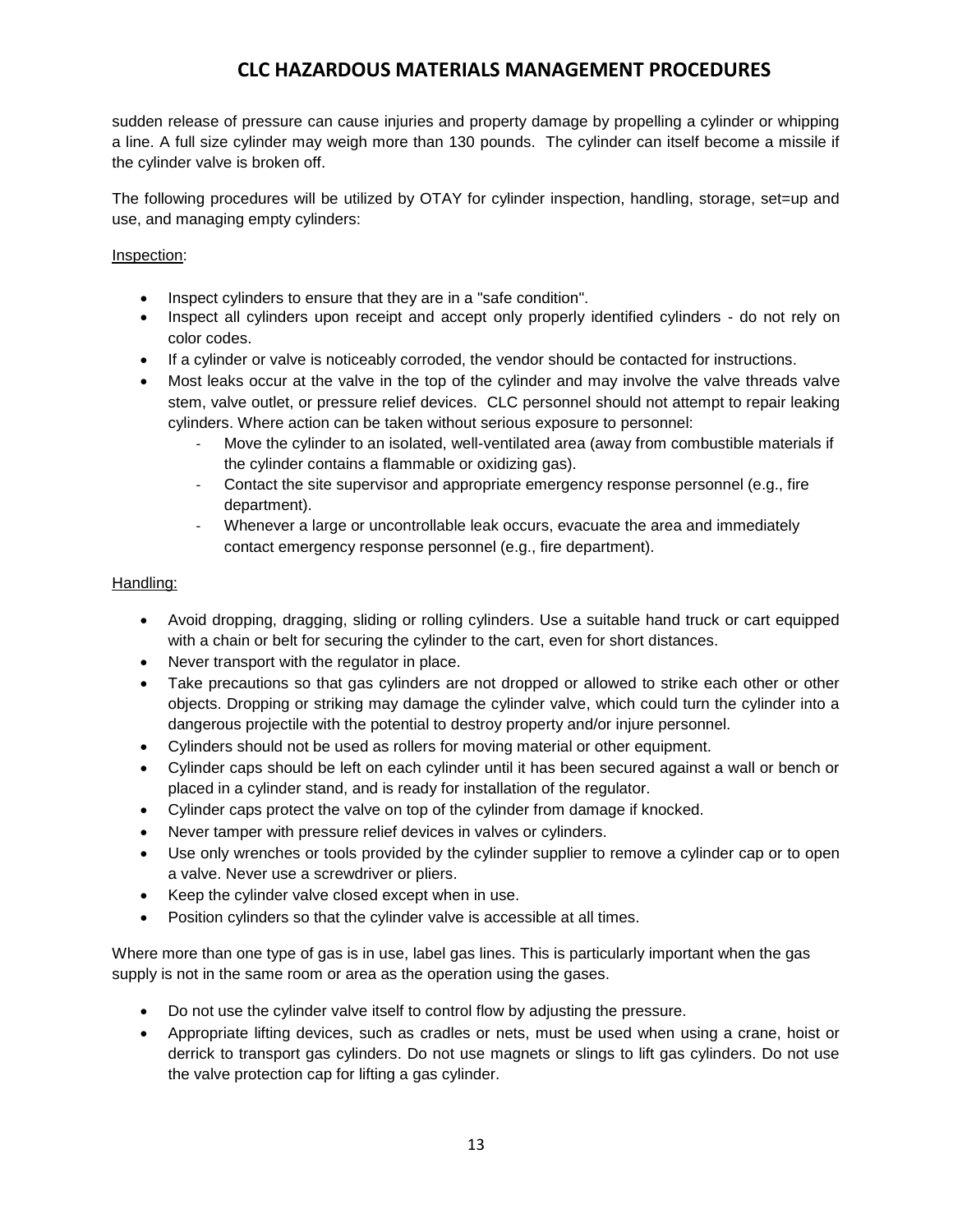sudden release of pressure can cause injuries and property damage by propelling a cylinder or whipping a line. A full size cylinder may weigh more than 130 pounds. The cylinder can itself become a missile if the cylinder valve is broken off.

The following procedures will be utilized by OTAY for cylinder inspection, handling, storage, set=up and use, and managing empty cylinders:

Inspection:

- Inspect cylinders to ensure that they are in a "safe condition".
- Inspect all cylinders upon receipt and accept only properly identified cylinders - do not rely on color codes.
- If a cylinder or valve is noticeably corroded, the vendor should be contacted for instructions.
- Most leaks occur at the valve in the top of the cylinder and may involve the valve threads valve stem, valve outlet, or pressure relief devices. CLC personnel should not attempt to repair leaking cylinders. Where action can be taken without serious exposure to personnel:
    - Move the cylinder to an isolated, well-ventilated area (away from combustible materials if the cylinder contains a flammable or oxidizing gas).
    - Contact the site supervisor and appropriate emergency response personnel (e.g., fire department).
    - Whenever a large or uncontrollable leak occurs, evacuate the area and immediately contact emergency response personnel (e.g., fire department).

Handling:

- Avoid dropping, dragging, sliding or rolling cylinders. Use a suitable hand truck or cart equipped with a chain or belt for securing the cylinder to the cart, even for short distances.
- Never transport with the regulator in place.
- Take precautions so that gas cylinders are not dropped or allowed to strike each other or other objects. Dropping or striking may damage the cylinder valve, which could turn the cylinder into a dangerous projectile with the potential to destroy property and/or injure personnel.
- Cylinders should not be used as rollers for moving material or other equipment.
- Cylinder caps should be left on each cylinder until it has been secured against a wall or bench or placed in a cylinder stand, and is ready for installation of the regulator.
- Cylinder caps protect the valve on top of the cylinder from damage if knocked.
- Never tamper with pressure relief devices in valves or cylinders.
- Use only wrenches or tools provided by the cylinder supplier to remove a cylinder cap or to open a valve. Never use a screwdriver or pliers.
- Keep the cylinder valve closed except when in use.
- Position cylinders so that the cylinder valve is accessible at all times.

Where more than one type of gas is in use, label gas lines. This is particularly important when the gas supply is not in the same room or area as the operation using the gases.

- Do not use the cylinder valve itself to control flow by adjusting the pressure.
- Appropriate lifting devices, such as cradles or nets, must be used when using a crane, hoist or derrick to transport gas cylinders. Do not use magnets or slings to lift gas cylinders. Do not use the valve protection cap for lifting a gas cylinder.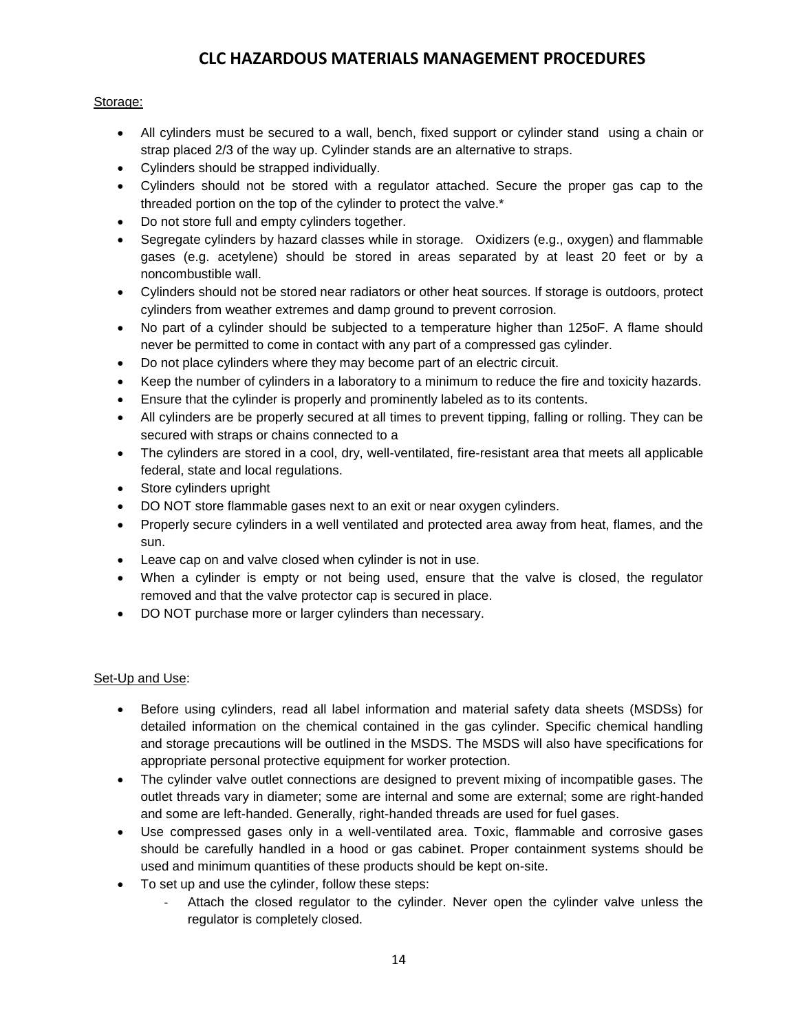# CLC HAZARDOUS MATERIALS MANAGEMENT PROCEDURES

Storage:

- All cylinders must be secured to a wall, bench, fixed support or cylinder stand using a chain or strap placed 2/3 of the way up. Cylinder stands are an alternative to straps.
- Cylinders should be strapped individually.
- Cylinders should not be stored with a regulator attached. Secure the proper gas cap to the threaded portion on the top of the cylinder to protect the valve.*
- Do not store full and empty cylinders together.
- Segregate cylinders by hazard classes while in storage. Oxidizers (e.g., oxygen) and flammable gases (e.g. acetylene) should be stored in areas separated by at least 20 feet or by a noncombustible wall.
- Cylinders should not be stored near radiators or other heat sources. If storage is outdoors, protect cylinders from weather extremes and damp ground to prevent corrosion.
- No part of a cylinder should be subjected to a temperature higher than 125oF. A flame should never be permitted to come in contact with any part of a compressed gas cylinder.
- Do not place cylinders where they may become part of an electric circuit.
- Keep the number of cylinders in a laboratory to a minimum to reduce the fire and toxicity hazards.
- Ensure that the cylinder is properly and prominently labeled as to its contents.
- All cylinders are be properly secured at all times to prevent tipping, falling or rolling. They can be secured with straps or chains connected to a
- The cylinders are stored in a cool, dry, well-ventilated, fire-resistant area that meets all applicable federal, state and local regulations.
- Store cylinders upright
- DO NOT store flammable gases next to an exit or near oxygen cylinders.
- Properly secure cylinders in a well ventilated and protected area away from heat, flames, and the sun.
- Leave cap on and valve closed when cylinder is not in use.
- When a cylinder is empty or not being used, ensure that the valve is closed, the regulator removed and that the valve protector cap is secured in place.
- DO NOT purchase more or larger cylinders than necessary.

Set-Up and Use:

- Before using cylinders, read all label information and material safety data sheets (MSDSs) for detailed information on the chemical contained in the gas cylinder. Specific chemical handling and storage precautions will be outlined in the MSDS. The MSDS will also have specifications for appropriate personal protective equipment for worker protection.
- The cylinder valve outlet connections are designed to prevent mixing of incompatible gases. The outlet threads vary in diameter; some are internal and some are external; some are right-handed and some are left-handed. Generally, right-handed threads are used for fuel gases.
- Use compressed gases only in a well-ventilated area. Toxic, flammable and corrosive gases should be carefully handled in a hood or gas cabinet. Proper containment systems should be used and minimum quantities of these products should be kept on-site.
- To set up and use the cylinder, follow these steps:
  - Attach the closed regulator to the cylinder. Never open the cylinder valve unless the regulator is completely closed.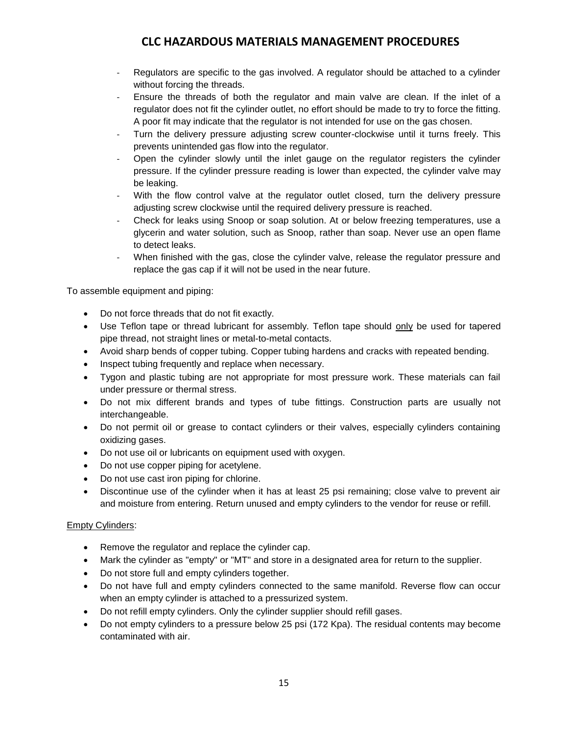- Regulators are specific to the gas involved. A regulator should be attached to a cylinder without forcing the threads.
- Ensure the threads of both the regulator and main valve are clean. If the inlet of a regulator does not fit the cylinder outlet, no effort should be made to try to force the fitting. A poor fit may indicate that the regulator is not intended for use on the gas chosen.
- Turn the delivery pressure adjusting screw counter-clockwise until it turns freely. This prevents unintended gas flow into the regulator.
- Open the cylinder slowly until the inlet gauge on the regulator registers the cylinder pressure. If the cylinder pressure reading is lower than expected, the cylinder valve may be leaking.
- With the flow control valve at the regulator outlet closed, turn the delivery pressure adjusting screw clockwise until the required delivery pressure is reached.
- Check for leaks using Snoop or soap solution. At or below freezing temperatures, use a glycerin and water solution, such as Snoop, rather than soap. Never use an open flame to detect leaks.
- When finished with the gas, close the cylinder valve, release the regulator pressure and replace the gas cap if it will not be used in the near future.

To assemble equipment and piping:

- Do not force threads that do not fit exactly.
- Use Teflon tape or thread lubricant for assembly. Teflon tape should <u>only</u> be used for tapered pipe thread, not straight lines or metal-to-metal contacts.
- Avoid sharp bends of copper tubing. Copper tubing hardens and cracks with repeated bending.
- Inspect tubing frequently and replace when necessary.
- Tygon and plastic tubing are not appropriate for most pressure work. These materials can fail under pressure or thermal stress.
- Do not mix different brands and types of tube fittings. Construction parts are usually not interchangeable.
- Do not permit oil or grease to contact cylinders or their valves, especially cylinders containing oxidizing gases.
- Do not use oil or lubricants on equipment used with oxygen.
- Do not use copper piping for acetylene.
- Do not use cast iron piping for chlorine.
- Discontinue use of the cylinder when it has at least 25 psi remaining; close valve to prevent air and moisture from entering. Return unused and empty cylinders to the vendor for reuse or refill.

<u>Empty Cylinders</u>:

- Remove the regulator and replace the cylinder cap.
- Mark the cylinder as "empty" or "MT" and store in a designated area for return to the supplier.
- Do not store full and empty cylinders together.
- Do not have full and empty cylinders connected to the same manifold. Reverse flow can occur when an empty cylinder is attached to a pressurized system.
- Do not refill empty cylinders. Only the cylinder supplier should refill gases.
- Do not empty cylinders to a pressure below 25 psi (172 Kpa). The residual contents may become contaminated with air.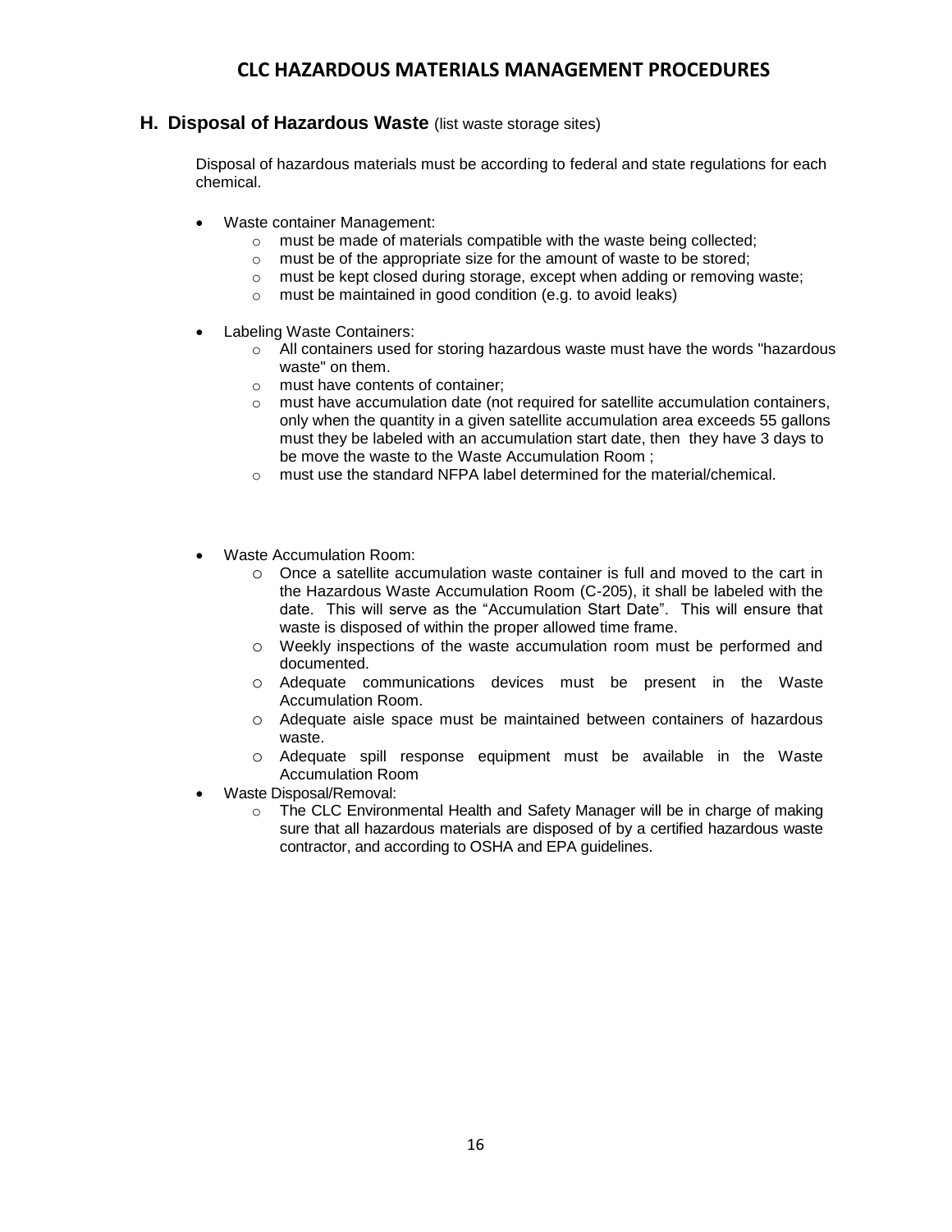# CLC HAZARDOUS MATERIALS MANAGEMENT PROCEDURES

## H. Disposal of Hazardous Waste (list waste storage sites)

Disposal of hazardous materials must be according to federal and state regulations for each chemical.

- Waste container Management:
  - must be made of materials compatible with the waste being collected;
  - must be of the appropriate size for the amount of waste to be stored;
  - must be kept closed during storage, except when adding or removing waste;
  - must be maintained in good condition (e.g. to avoid leaks)

- Labeling Waste Containers:
  - All containers used for storing hazardous waste must have the words "hazardous waste" on them.
  - must have contents of container;
  - must have accumulation date (not required for satellite accumulation containers, only when the quantity in a given satellite accumulation area exceeds 55 gallons must they be labeled with an accumulation start date, then they have 3 days to be move the waste to the Waste Accumulation Room ;
  - must use the standard NFPA label determined for the material/chemical.

- Waste Accumulation Room:
  - Once a satellite accumulation waste container is full and moved to the cart in the Hazardous Waste Accumulation Room (C-205), it shall be labeled with the date. This will serve as the "Accumulation Start Date". This will ensure that waste is disposed of within the proper allowed time frame.
  - Weekly inspections of the waste accumulation room must be performed and documented.
  - Adequate communications devices must be present in the Waste Accumulation Room.
  - Adequate aisle space must be maintained between containers of hazardous waste.
  - Adequate spill response equipment must be available in the Waste Accumulation Room
- Waste Disposal/Removal:
  - The CLC Environmental Health and Safety Manager will be in charge of making sure that all hazardous materials are disposed of by a certified hazardous waste contractor, and according to OSHA and EPA guidelines.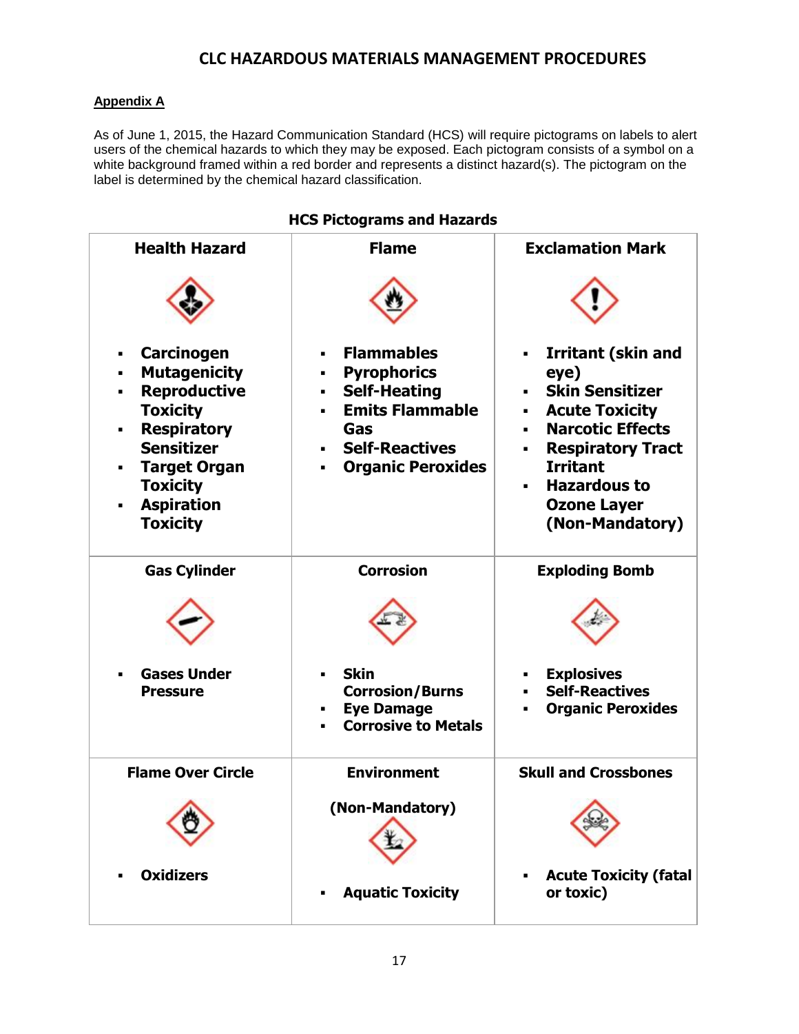## Appendix A

As of June 1, 2015, the Hazard Communication Standard (HCS) will require pictograms on labels to alert users of the chemical hazards to which they may be exposed. Each pictogram consists of a symbol on a white background framed within a red border and represents a distinct hazard(s). The pictogram on the label is determined by the chemical hazard classification.

### HCS Pictograms and Hazards

| Health Hazard | Flame | Exclamation Mark |
|---|---|---|
| ▪ Carcinogen<br>▪ Mutagenicity<br>▪ Reproductive Toxicity<br>▪ Respiratory Sensitizer<br>▪ Target Organ Toxicity<br>▪ Aspiration Toxicity | ▪ Flammables<br>▪ Pyrophorics<br>▪ Self-Heating<br>▪ Emits Flammable Gas<br>▪ Self-Reactives<br>▪ Organic Peroxides | ▪ Irritant (skin and eye)<br>▪ Skin Sensitizer<br>▪ Acute Toxicity<br>▪ Narcotic Effects<br>▪ Respiratory Tract Irritant<br>▪ Hazardous to Ozone Layer (Non-Mandatory) |
| **Gas Cylinder** | **Corrosion** | **Exploding Bomb** |
| ▪ Gases Under Pressure | ▪ Skin Corrosion/Burns<br>▪ Eye Damage<br>▪ Corrosive to Metals | ▪ Explosives<br>▪ Self-Reactives<br>▪ Organic Peroxides |
| **Flame Over Circle** | **Environment (Non-Mandatory)** | **Skull and Crossbones** |
| ▪ Oxidizers | ▪ Aquatic Toxicity | ▪ Acute Toxicity (fatal or toxic) |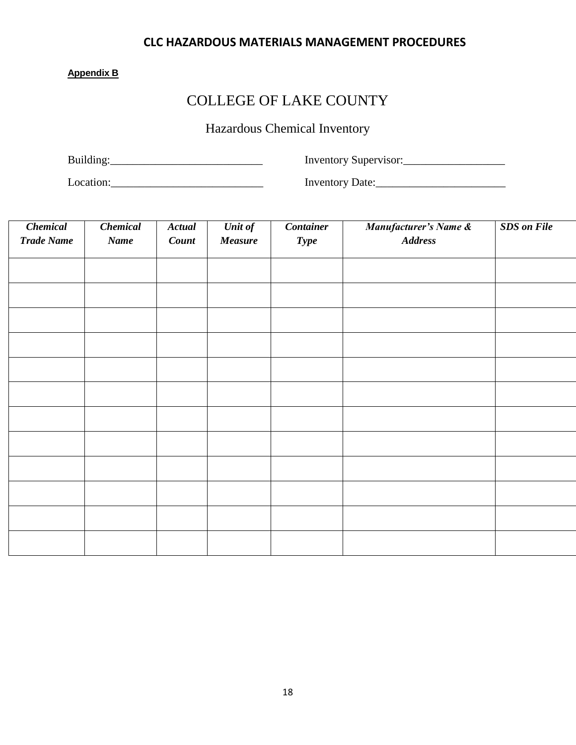**Appendix B**

# COLLEGE OF LAKE COUNTY

## Hazardous Chemical Inventory

Building:___________________________ Inventory Supervisor:__________________

Location:___________________________ Inventory Date:_______________________

| *Chemical Trade Name* | *Chemical Name* | *Actual Count* | *Unit of Measure* | *Container Type* | *Manufacturer's Name & Address* | *SDS on File* |
|---|---|---|---|---|---|---|
| | | | | | | |
| | | | | | | |
| | | | | | | |
| | | | | | | |
| | | | | | | |
| | | | | | | |
| | | | | | | |
| | | | | | | |
| | | | | | | |
| | | | | | | |
| | | | | | | |
| | | | | | | |